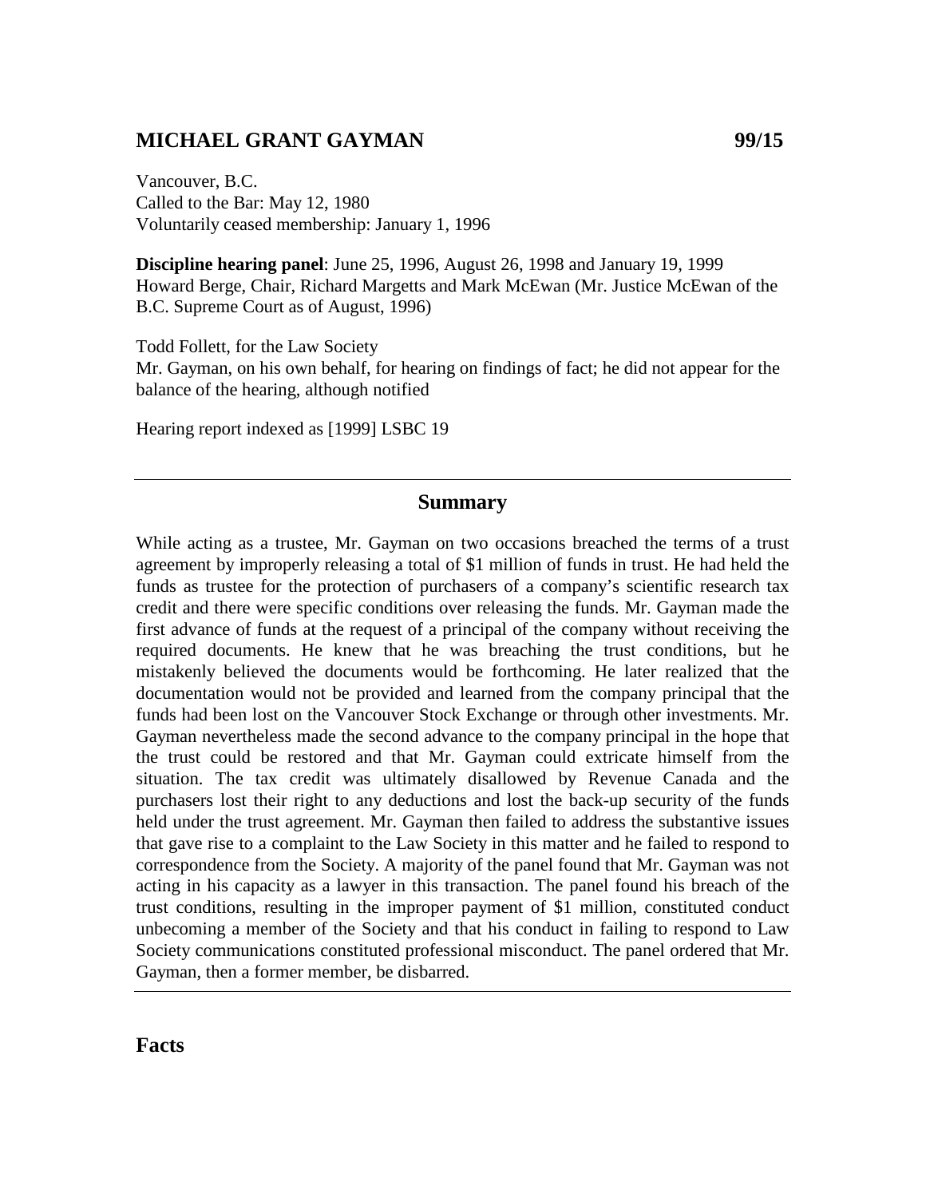# MICHAEL GRANT GAYMAN 99/15

Vancouver, B.C.
Called to the Bar: May 12, 1980
Voluntarily ceased membership: January 1, 1996

**Discipline hearing panel**: June 25, 1996, August 26, 1998 and January 19, 1999
Howard Berge, Chair, Richard Margetts and Mark McEwan (Mr. Justice McEwan of the B.C. Supreme Court as of August, 1996)

Todd Follett, for the Law Society
Mr. Gayman, on his own behalf, for hearing on findings of fact; he did not appear for the balance of the hearing, although notified

Hearing report indexed as [1999] LSBC 19

---

## Summary

While acting as a trustee, Mr. Gayman on two occasions breached the terms of a trust agreement by improperly releasing a total of $1 million of funds in trust. He had held the funds as trustee for the protection of purchasers of a company's scientific research tax credit and there were specific conditions over releasing the funds. Mr. Gayman made the first advance of funds at the request of a principal of the company without receiving the required documents. He knew that he was breaching the trust conditions, but he mistakenly believed the documents would be forthcoming. He later realized that the documentation would not be provided and learned from the company principal that the funds had been lost on the Vancouver Stock Exchange or through other investments. Mr. Gayman nevertheless made the second advance to the company principal in the hope that the trust could be restored and that Mr. Gayman could extricate himself from the situation. The tax credit was ultimately disallowed by Revenue Canada and the purchasers lost their right to any deductions and lost the back-up security of the funds held under the trust agreement. Mr. Gayman then failed to address the substantive issues that gave rise to a complaint to the Law Society in this matter and he failed to respond to correspondence from the Society. A majority of the panel found that Mr. Gayman was not acting in his capacity as a lawyer in this transaction. The panel found his breach of the trust conditions, resulting in the improper payment of $1 million, constituted conduct unbecoming a member of the Society and that his conduct in failing to respond to Law Society communications constituted professional misconduct. The panel ordered that Mr. Gayman, then a former member, be disbarred.

---

## Facts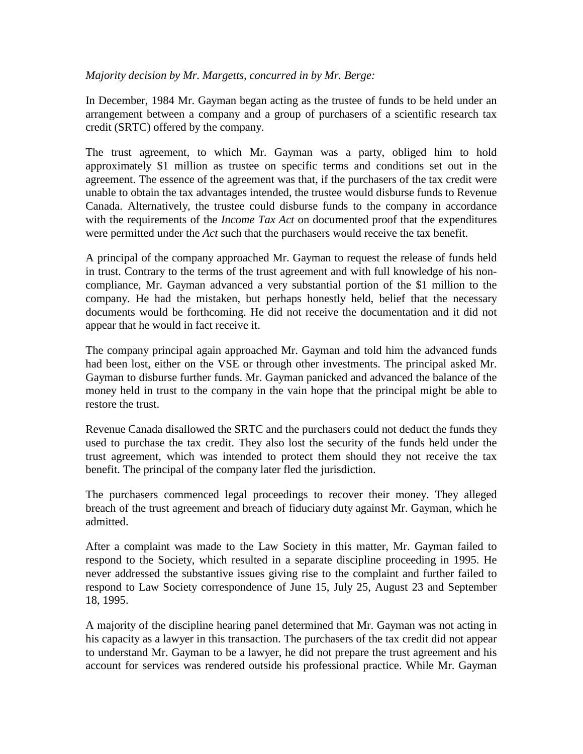*Majority decision by Mr. Margetts, concurred in by Mr. Berge:*

In December, 1984 Mr. Gayman began acting as the trustee of funds to be held under an arrangement between a company and a group of purchasers of a scientific research tax credit (SRTC) offered by the company.

The trust agreement, to which Mr. Gayman was a party, obliged him to hold approximately $1 million as trustee on specific terms and conditions set out in the agreement. The essence of the agreement was that, if the purchasers of the tax credit were unable to obtain the tax advantages intended, the trustee would disburse funds to Revenue Canada. Alternatively, the trustee could disburse funds to the company in accordance with the requirements of the *Income Tax Act* on documented proof that the expenditures were permitted under the *Act* such that the purchasers would receive the tax benefit.

A principal of the company approached Mr. Gayman to request the release of funds held in trust. Contrary to the terms of the trust agreement and with full knowledge of his non-compliance, Mr. Gayman advanced a very substantial portion of the $1 million to the company. He had the mistaken, but perhaps honestly held, belief that the necessary documents would be forthcoming. He did not receive the documentation and it did not appear that he would in fact receive it.

The company principal again approached Mr. Gayman and told him the advanced funds had been lost, either on the VSE or through other investments. The principal asked Mr. Gayman to disburse further funds. Mr. Gayman panicked and advanced the balance of the money held in trust to the company in the vain hope that the principal might be able to restore the trust.

Revenue Canada disallowed the SRTC and the purchasers could not deduct the funds they used to purchase the tax credit. They also lost the security of the funds held under the trust agreement, which was intended to protect them should they not receive the tax benefit. The principal of the company later fled the jurisdiction.

The purchasers commenced legal proceedings to recover their money. They alleged breach of the trust agreement and breach of fiduciary duty against Mr. Gayman, which he admitted.

After a complaint was made to the Law Society in this matter, Mr. Gayman failed to respond to the Society, which resulted in a separate discipline proceeding in 1995. He never addressed the substantive issues giving rise to the complaint and further failed to respond to Law Society correspondence of June 15, July 25, August 23 and September 18, 1995.

A majority of the discipline hearing panel determined that Mr. Gayman was not acting in his capacity as a lawyer in this transaction. The purchasers of the tax credit did not appear to understand Mr. Gayman to be a lawyer, he did not prepare the trust agreement and his account for services was rendered outside his professional practice. While Mr. Gayman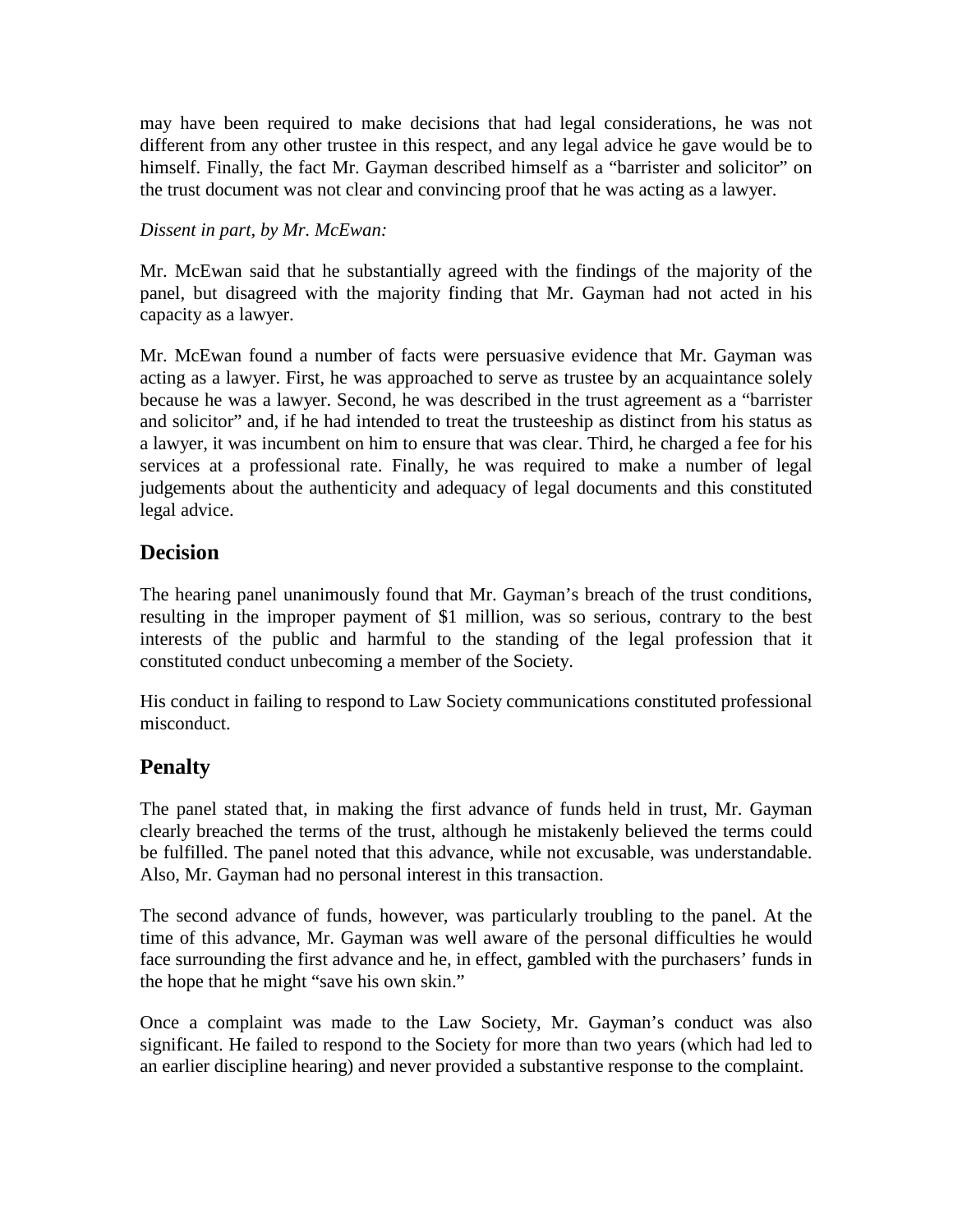may have been required to make decisions that had legal considerations, he was not different from any other trustee in this respect, and any legal advice he gave would be to himself. Finally, the fact Mr. Gayman described himself as a "barrister and solicitor" on the trust document was not clear and convincing proof that he was acting as a lawyer.

*Dissent in part, by Mr. McEwan:*

Mr. McEwan said that he substantially agreed with the findings of the majority of the panel, but disagreed with the majority finding that Mr. Gayman had not acted in his capacity as a lawyer.

Mr. McEwan found a number of facts were persuasive evidence that Mr. Gayman was acting as a lawyer. First, he was approached to serve as trustee by an acquaintance solely because he was a lawyer. Second, he was described in the trust agreement as a "barrister and solicitor" and, if he had intended to treat the trusteeship as distinct from his status as a lawyer, it was incumbent on him to ensure that was clear. Third, he charged a fee for his services at a professional rate. Finally, he was required to make a number of legal judgements about the authenticity and adequacy of legal documents and this constituted legal advice.

## Decision

The hearing panel unanimously found that Mr. Gayman's breach of the trust conditions, resulting in the improper payment of $1 million, was so serious, contrary to the best interests of the public and harmful to the standing of the legal profession that it constituted conduct unbecoming a member of the Society.

His conduct in failing to respond to Law Society communications constituted professional misconduct.

## Penalty

The panel stated that, in making the first advance of funds held in trust, Mr. Gayman clearly breached the terms of the trust, although he mistakenly believed the terms could be fulfilled. The panel noted that this advance, while not excusable, was understandable. Also, Mr. Gayman had no personal interest in this transaction.

The second advance of funds, however, was particularly troubling to the panel. At the time of this advance, Mr. Gayman was well aware of the personal difficulties he would face surrounding the first advance and he, in effect, gambled with the purchasers' funds in the hope that he might "save his own skin."

Once a complaint was made to the Law Society, Mr. Gayman's conduct was also significant. He failed to respond to the Society for more than two years (which had led to an earlier discipline hearing) and never provided a substantive response to the complaint.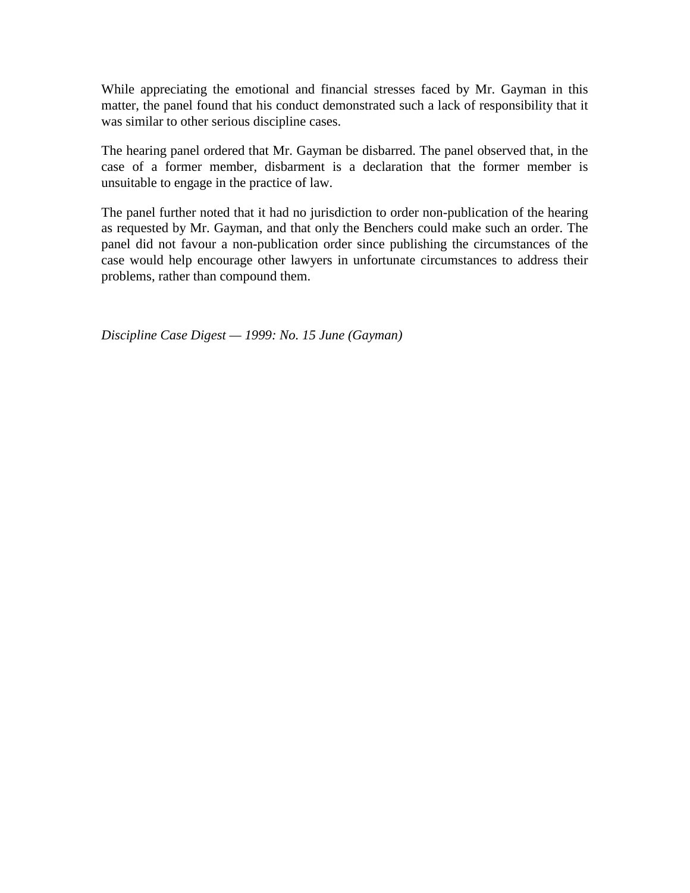While appreciating the emotional and financial stresses faced by Mr. Gayman in this matter, the panel found that his conduct demonstrated such a lack of responsibility that it was similar to other serious discipline cases.

The hearing panel ordered that Mr. Gayman be disbarred. The panel observed that, in the case of a former member, disbarment is a declaration that the former member is unsuitable to engage in the practice of law.

The panel further noted that it had no jurisdiction to order non-publication of the hearing as requested by Mr. Gayman, and that only the Benchers could make such an order. The panel did not favour a non-publication order since publishing the circumstances of the case would help encourage other lawyers in unfortunate circumstances to address their problems, rather than compound them.

*Discipline Case Digest — 1999: No. 15 June (Gayman)*